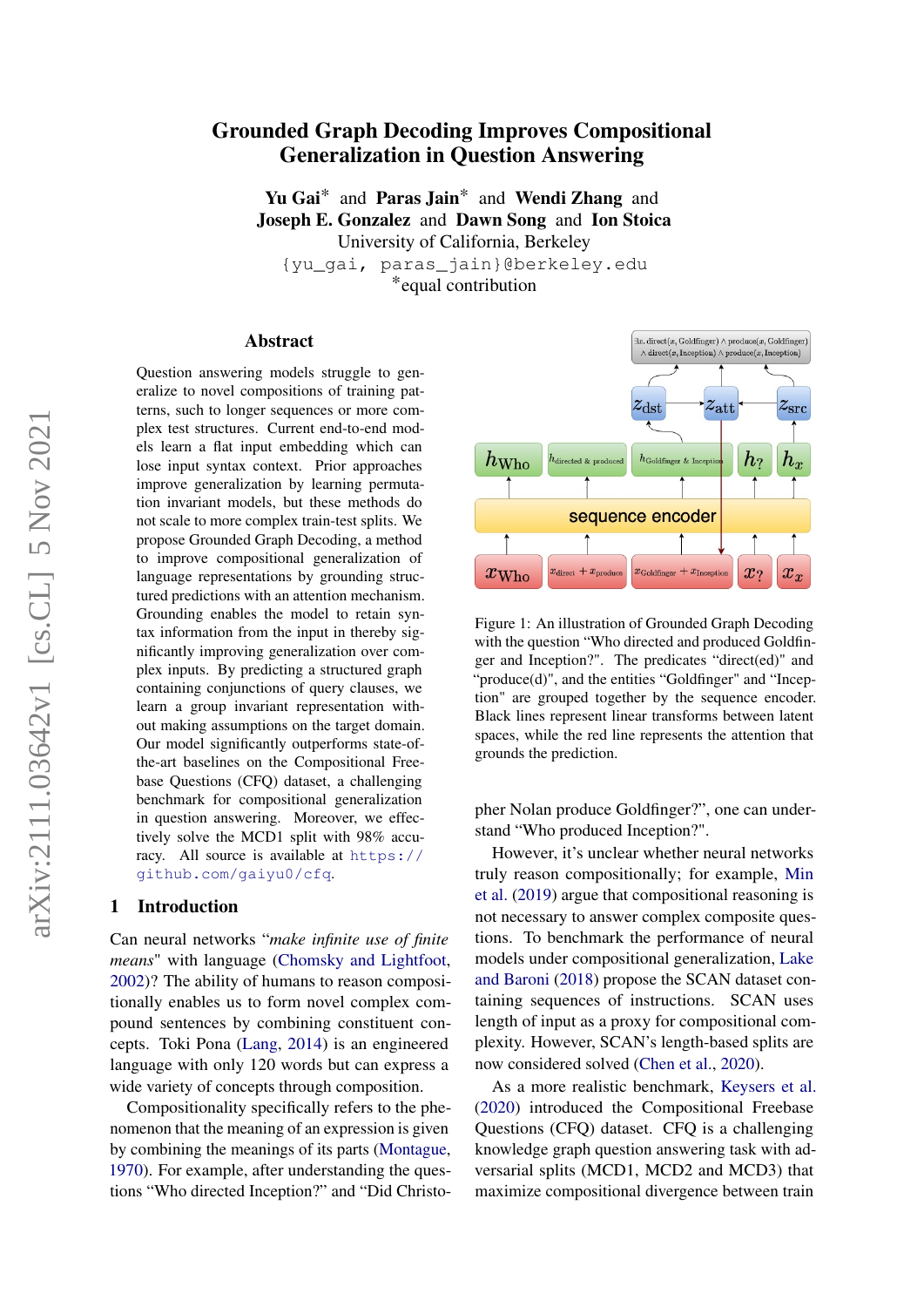# Grounded Graph Decoding Improves Compositional Generalization in Question Answering

**Yu Gai*** and **Paras Jain*** and **Wendi Zhang** and
**Joseph E. Gonzalez** and **Dawn Song** and **Ion Stoica**
University of California, Berkeley
{yu_gai, paras_jain}@berkeley.edu
*equal contribution

## Abstract

Question answering models struggle to generalize to novel compositions of training patterns, such to longer sequences or more complex test structures. Current end-to-end models learn a flat input embedding which can lose input syntax context. Prior approaches improve generalization by learning permutation invariant models, but these methods do not scale to more complex train-test splits. We propose Grounded Graph Decoding, a method to improve compositional generalization of language representations by grounding structured predictions with an attention mechanism. Grounding enables the model to retain syntax information from the input in thereby significantly improving generalization over complex inputs. By predicting a structured graph containing conjunctions of query clauses, we learn a group invariant representation without making assumptions on the target domain. Our model significantly outperforms state-of-the-art baselines on the Compositional Freebase Questions (CFQ) dataset, a challenging benchmark for compositional generalization in question answering. Moreover, we effectively solve the MCD1 split with 98% accuracy. All source is available at https://github.com/gaiyu0/cfq.

Figure 1: An illustration of Grounded Graph Decoding with the question "Who directed and produced Goldfinger and Inception?". The predicates "direct(ed)" and "produce(d)", and the entities "Goldfinger" and "Inception" are grouped together by the sequence encoder. Black lines represent linear transforms between latent spaces, while the red line represents the attention that grounds the prediction.

## 1 Introduction

Can neural networks "*make infinite use of finite means*" with language (Chomsky and Lightfoot, 2002)? The ability of humans to reason compositionally enables us to form novel complex compound sentences by combining constituent concepts. Toki Pona (Lang, 2014) is an engineered language with only 120 words but can express a wide variety of concepts through composition.

Compositionality specifically refers to the phenomenon that the meaning of an expression is given by combining the meanings of its parts (Montague, 1970). For example, after understanding the questions "Who directed Inception?" and "Did Christopher Nolan produce Goldfinger?", one can understand "Who produced Inception?".

However, it's unclear whether neural networks truly reason compositionally; for example, Min et al. (2019) argue that compositional reasoning is not necessary to answer complex composite questions. To benchmark the performance of neural models under compositional generalization, Lake and Baroni (2018) propose the SCAN dataset containing sequences of instructions. SCAN uses length of input as a proxy for compositional complexity. However, SCAN's length-based splits are now considered solved (Chen et al., 2020).

As a more realistic benchmark, Keysers et al. (2020) introduced the Compositional Freebase Questions (CFQ) dataset. CFQ is a challenging knowledge graph question answering task with adversarial splits (MCD1, MCD2 and MCD3) that maximize compositional divergence between train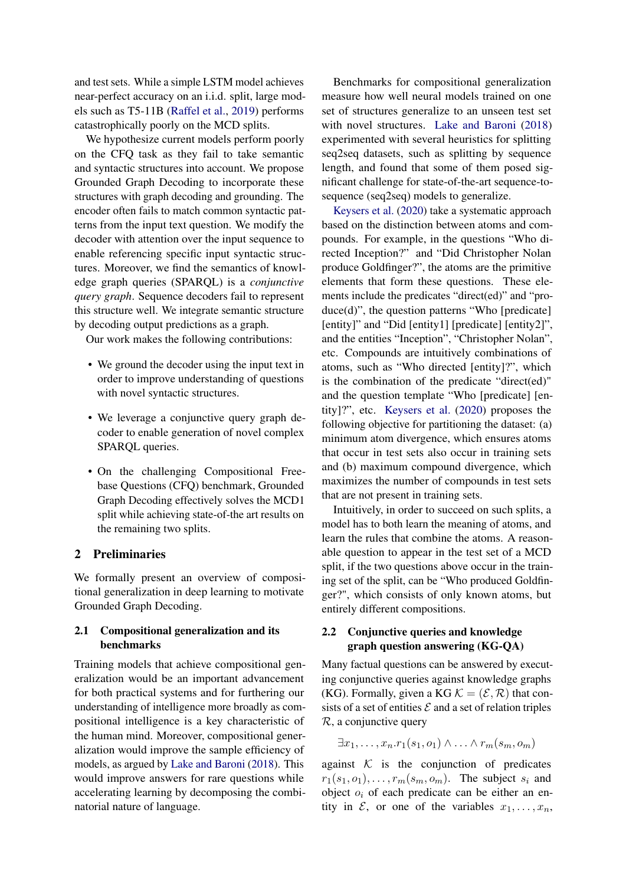and test sets. While a simple LSTM model achieves near-perfect accuracy on an i.i.d. split, large models such as T5-11B (Raffel et al., 2019) performs catastrophically poorly on the MCD splits.

We hypothesize current models perform poorly on the CFQ task as they fail to take semantic and syntactic structures into account. We propose Grounded Graph Decoding to incorporate these structures with graph decoding and grounding. The encoder often fails to match common syntactic patterns from the input text question. We modify the decoder with attention over the input sequence to enable referencing specific input syntactic structures. Moreover, we find the semantics of knowledge graph queries (SPARQL) is a *conjunctive query graph*. Sequence decoders fail to represent this structure well. We integrate semantic structure by decoding output predictions as a graph.

Our work makes the following contributions:

- We ground the decoder using the input text in order to improve understanding of questions with novel syntactic structures.
- We leverage a conjunctive query graph decoder to enable generation of novel complex SPARQL queries.
- On the challenging Compositional Freebase Questions (CFQ) benchmark, Grounded Graph Decoding effectively solves the MCD1 split while achieving state-of-the art results on the remaining two splits.

## 2 Preliminaries

We formally present an overview of compositional generalization in deep learning to motivate Grounded Graph Decoding.

### 2.1 Compositional generalization and its benchmarks

Training models that achieve compositional generalization would be an important advancement for both practical systems and for furthering our understanding of intelligence more broadly as compositional intelligence is a key characteristic of the human mind. Moreover, compositional generalization would improve the sample efficiency of models, as argued by Lake and Baroni (2018). This would improve answers for rare questions while accelerating learning by decomposing the combinatorial nature of language.

Benchmarks for compositional generalization measure how well neural models trained on one set of structures generalize to an unseen test set with novel structures. Lake and Baroni (2018) experimented with several heuristics for splitting seq2seq datasets, such as splitting by sequence length, and found that some of them posed significant challenge for state-of-the-art sequence-to-sequence (seq2seq) models to generalize.

Keysers et al. (2020) take a systematic approach based on the distinction between atoms and compounds. For example, in the questions "Who directed Inception?" and "Did Christopher Nolan produce Goldfinger?", the atoms are the primitive elements that form these questions. These elements include the predicates "direct(ed)" and "produce(d)", the question patterns "Who [predicate] [entity]" and "Did [entity1] [predicate] [entity2]", and the entities "Inception", "Christopher Nolan", etc. Compounds are intuitively combinations of atoms, such as "Who directed [entity]?", which is the combination of the predicate "direct(ed)" and the question template "Who [predicate] [entity]?", etc. Keysers et al. (2020) proposes the following objective for partitioning the dataset: (a) minimum atom divergence, which ensures atoms that occur in test sets also occur in training sets and (b) maximum compound divergence, which maximizes the number of compounds in test sets that are not present in training sets.

Intuitively, in order to succeed on such splits, a model has to both learn the meaning of atoms, and learn the rules that combine the atoms. A reasonable question to appear in the test set of a MCD split, if the two questions above occur in the training set of the split, can be "Who produced Goldfinger?", which consists of only known atoms, but entirely different compositions.

### 2.2 Conjunctive queries and knowledge graph question answering (KG-QA)

Many factual questions can be answered by executing conjunctive queries against knowledge graphs (KG). Formally, given a KG $\mathcal{K} = (\mathcal{E}, \mathcal{R})$ that consists of a set of entities $\mathcal{E}$ and a set of relation triples $\mathcal{R}$, a conjunctive query

$$\exists x_1, \ldots, x_n . r_1(s_1, o_1) \wedge \ldots \wedge r_m(s_m, o_m)$$

against $\mathcal{K}$ is the conjunction of predicates $r_1(s_1, o_1), \ldots, r_m(s_m, o_m)$. The subject $s_i$ and object $o_i$ of each predicate can be either an entity in $\mathcal{E}$, or one of the variables $x_1, \ldots, x_n$,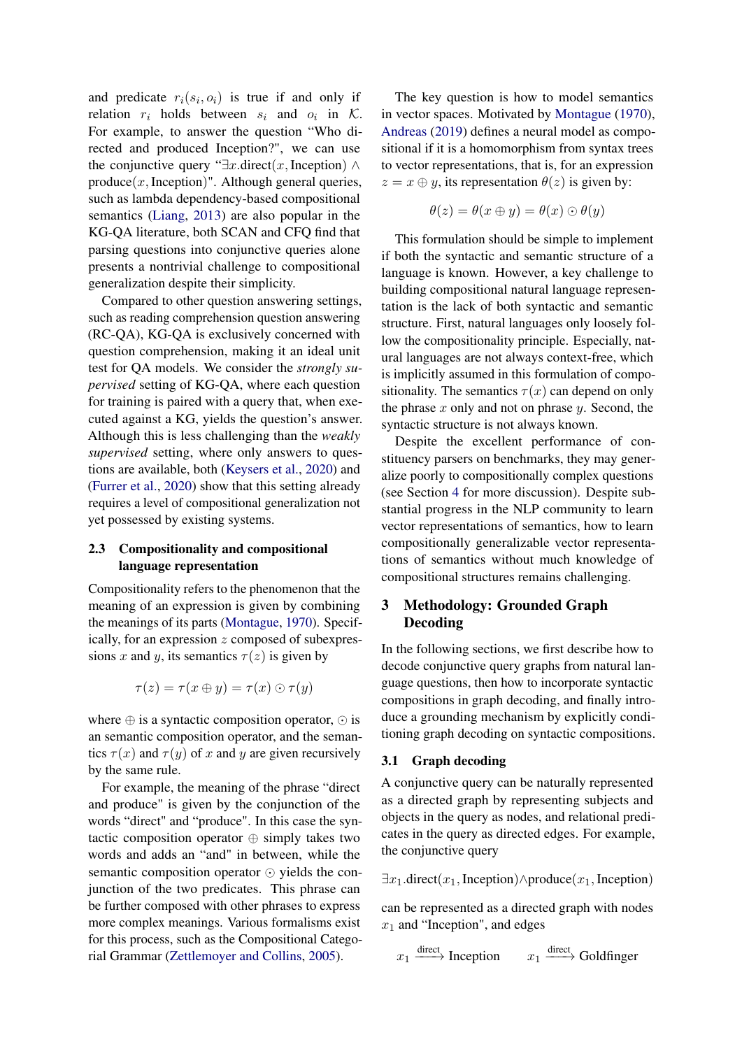and predicate $r_i(s_i, o_i)$ is true if and only if relation $r_i$ holds between $s_i$ and $o_i$ in $\mathcal{K}$. For example, to answer the question "Who directed and produced Inception?", we can use the conjunctive query "$\exists x.\text{direct}(x, \text{Inception}) \wedge \text{produce}(x, \text{Inception})$". Although general queries, such as lambda dependency-based compositional semantics (Liang, 2013) are also popular in the KG-QA literature, both SCAN and CFQ find that parsing questions into conjunctive queries alone presents a nontrivial challenge to compositional generalization despite their simplicity.

Compared to other question answering settings, such as reading comprehension question answering (RC-QA), KG-QA is exclusively concerned with question comprehension, making it an ideal unit test for QA models. We consider the *strongly supervised* setting of KG-QA, where each question for training is paired with a query that, when executed against a KG, yields the question's answer. Although this is less challenging than the *weakly supervised* setting, where only answers to questions are available, both (Keysers et al., 2020) and (Furrer et al., 2020) show that this setting already requires a level of compositional generalization not yet possessed by existing systems.

### 2.3 Compositionality and compositional language representation

Compositionality refers to the phenomenon that the meaning of an expression is given by combining the meanings of its parts (Montague, 1970). Specifically, for an expression $z$ composed of subexpressions $x$ and $y$, its semantics $\tau(z)$ is given by

$$\tau(z) = \tau(x \oplus y) = \tau(x) \odot \tau(y)$$

where $\oplus$ is a syntactic composition operator, $\odot$ is an semantic composition operator, and the semantics $\tau(x)$ and $\tau(y)$ of $x$ and $y$ are given recursively by the same rule.

For example, the meaning of the phrase "direct and produce" is given by the conjunction of the words "direct" and "produce". In this case the syntactic composition operator $\oplus$ simply takes two words and adds an "and" in between, while the semantic composition operator $\odot$ yields the conjunction of the two predicates. This phrase can be further composed with other phrases to express more complex meanings. Various formalisms exist for this process, such as the Compositional Categorial Grammar (Zettlemoyer and Collins, 2005).

The key question is how to model semantics in vector spaces. Motivated by Montague (1970), Andreas (2019) defines a neural model as compositional if it is a homomorphism from syntax trees to vector representations, that is, for an expression $z = x \oplus y$, its representation $\theta(z)$ is given by:

$$\theta(z) = \theta(x \oplus y) = \theta(x) \odot \theta(y)$$

This formulation should be simple to implement if both the syntactic and semantic structure of a language is known. However, a key challenge to building compositional natural language representation is the lack of both syntactic and semantic structure. First, natural languages only loosely follow the compositionality principle. Especially, natural languages are not always context-free, which is implicitly assumed in this formulation of compositionality. The semantics $\tau(x)$ can depend on only the phrase $x$ only and not on phrase $y$. Second, the syntactic structure is not always known.

Despite the excellent performance of constituency parsers on benchmarks, they may generalize poorly to compositionally complex questions (see Section 4 for more discussion). Despite substantial progress in the NLP community to learn vector representations of semantics, how to learn compositionally generalizable vector representations of semantics without much knowledge of compositional structures remains challenging.

## 3 Methodology: Grounded Graph Decoding

In the following sections, we first describe how to decode conjunctive query graphs from natural language questions, then how to incorporate syntactic compositions in graph decoding, and finally introduce a grounding mechanism by explicitly conditioning graph decoding on syntactic compositions.

### 3.1 Graph decoding

A conjunctive query can be naturally represented as a directed graph by representing subjects and objects in the query as nodes, and relational predicates in the query as directed edges. For example, the conjunctive query

$$\exists x_1.\text{direct}(x_1, \text{Inception}) \wedge \text{produce}(x_1, \text{Inception})$$

can be represented as a directed graph with nodes $x_1$ and "Inception", and edges

$$x_1 \xrightarrow{\text{direct}} \text{Inception} \qquad x_1 \xrightarrow{\text{direct}} \text{Goldfinger}$$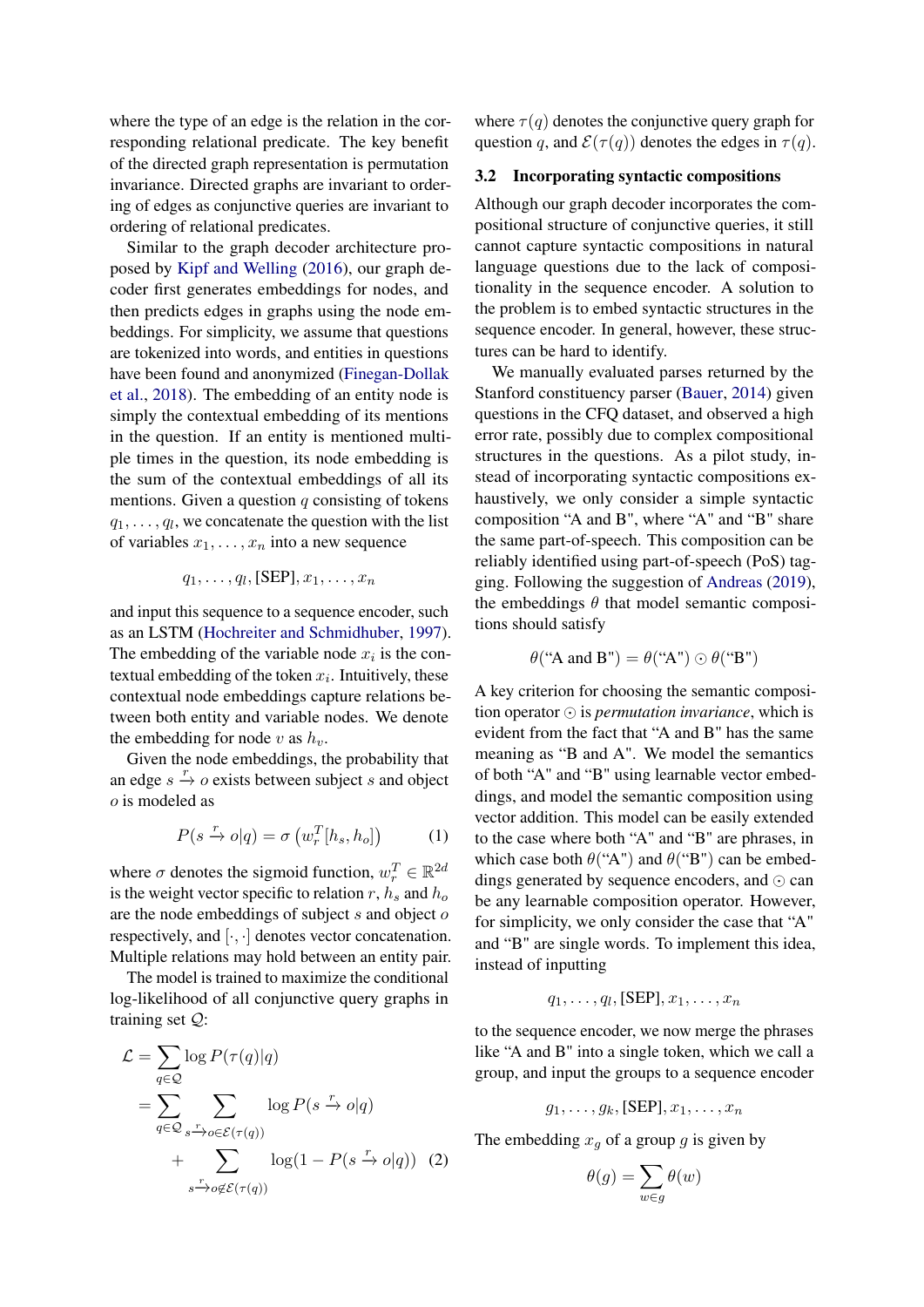where the type of an edge is the relation in the corresponding relational predicate. The key benefit of the directed graph representation is permutation invariance. Directed graphs are invariant to ordering of edges as conjunctive queries are invariant to ordering of relational predicates.

Similar to the graph decoder architecture proposed by Kipf and Welling (2016), our graph decoder first generates embeddings for nodes, and then predicts edges in graphs using the node embeddings. For simplicity, we assume that questions are tokenized into words, and entities in questions have been found and anonymized (Finegan-Dollak et al., 2018). The embedding of an entity node is simply the contextual embedding of its mentions in the question. If an entity is mentioned multiple times in the question, its node embedding is the sum of the contextual embeddings of all its mentions. Given a question $q$ consisting of tokens $q_1, \ldots, q_l$, we concatenate the question with the list of variables $x_1, \ldots, x_n$ into a new sequence

$$q_1, \ldots, q_l, \text{[SEP]}, x_1, \ldots, x_n$$

and input this sequence to a sequence encoder, such as an LSTM (Hochreiter and Schmidhuber, 1997). The embedding of the variable node $x_i$ is the contextual embedding of the token $x_i$. Intuitively, these contextual node embeddings capture relations between both entity and variable nodes. We denote the embedding for node $v$ as $h_v$.

Given the node embeddings, the probability that an edge $s \xrightarrow{r} o$ exists between subject $s$ and object $o$ is modeled as

$$P(s \xrightarrow{r} o|q) = \sigma\left(w_r^T [h_s, h_o]\right) \tag{1}$$

where $\sigma$ denotes the sigmoid function, $w_r^T \in \mathbb{R}^{2d}$ is the weight vector specific to relation $r$, $h_s$ and $h_o$ are the node embeddings of subject $s$ and object $o$ respectively, and $[\cdot, \cdot]$ denotes vector concatenation. Multiple relations may hold between an entity pair.

The model is trained to maximize the conditional log-likelihood of all conjunctive query graphs in training set $\mathcal{Q}$:

$$\begin{aligned}
\mathcal{L} &= \sum_{q \in \mathcal{Q}} \log P(\tau(q)|q) \\
&= \sum_{q \in \mathcal{Q}} \sum_{s \xrightarrow{r} o \in \mathcal{E}(\tau(q))} \log P(s \xrightarrow{r} o|q) \\
&\quad + \sum_{s \xrightarrow{r} o \notin \mathcal{E}(\tau(q))} \log(1 - P(s \xrightarrow{r} o|q)) \quad (2)
\end{aligned}$$

where $\tau(q)$ denotes the conjunctive query graph for question $q$, and $\mathcal{E}(\tau(q))$ denotes the edges in $\tau(q)$.

### 3.2 Incorporating syntactic compositions

Although our graph decoder incorporates the compositional structure of conjunctive queries, it still cannot capture syntactic compositions in natural language questions due to the lack of compositionality in the sequence encoder. A solution to the problem is to embed syntactic structures in the sequence encoder. In general, however, these structures can be hard to identify.

We manually evaluated parses returned by the Stanford constituency parser (Bauer, 2014) given questions in the CFQ dataset, and observed a high error rate, possibly due to complex compositional structures in the questions. As a pilot study, instead of incorporating syntactic compositions exhaustively, we only consider a simple syntactic composition "A and B", where "A" and "B" share the same part-of-speech. This composition can be reliably identified using part-of-speech (PoS) tagging. Following the suggestion of Andreas (2019), the embeddings $\theta$ that model semantic compositions should satisfy

$$\theta(\text{"A and B"}) = \theta(\text{"A"}) \odot \theta(\text{"B"})$$

A key criterion for choosing the semantic composition operator $\odot$ is *permutation invariance*, which is evident from the fact that "A and B" has the same meaning as "B and A". We model the semantics of both "A" and "B" using learnable vector embeddings, and model the semantic composition using vector addition. This model can be easily extended to the case where both "A" and "B" are phrases, in which case both $\theta(\text{"A"})$ and $\theta(\text{"B"})$ can be embeddings generated by sequence encoders, and $\odot$ can be any learnable composition operator. However, for simplicity, we only consider the case that "A" and "B" are single words. To implement this idea, instead of inputting

$$q_1, \ldots, q_l, \text{[SEP]}, x_1, \ldots, x_n$$

to the sequence encoder, we now merge the phrases like "A and B" into a single token, which we call a group, and input the groups to a sequence encoder

$$g_1, \ldots, g_k, \text{[SEP]}, x_1, \ldots, x_n$$

The embedding $x_g$ of a group $g$ is given by

$$\theta(g) = \sum_{w \in g} \theta(w)$$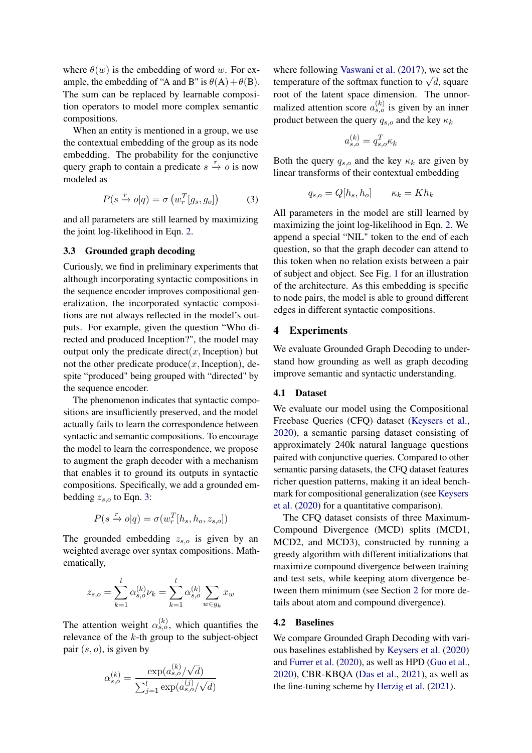where $\theta(w)$ is the embedding of word $w$. For example, the embedding of "A and B" is $\theta(\text{A}) + \theta(\text{B})$. The sum can be replaced by learnable composition operators to model more complex semantic compositions.

When an entity is mentioned in a group, we use the contextual embedding of the group as its node embedding. The probability for the conjunctive query graph to contain a predicate $s \xrightarrow{r} o$ is now modeled as

$$P(s \xrightarrow{r} o|q) = \sigma\left(w_r^T[g_s, g_o]\right) \tag{3}$$

and all parameters are still learned by maximizing the joint log-likelihood in Eqn. 2.

### 3.3 Grounded graph decoding

Curiously, we find in preliminary experiments that although incorporating syntactic compositions in the sequence encoder improves compositional generalization, the incorporated syntactic compositions are not always reflected in the model's outputs. For example, given the question "Who directed and produced Inception?", the model may output only the predicate direct$(x, \text{Inception})$ but not the other predicate produce$(x, \text{Inception})$, despite "produced" being grouped with "directed" by the sequence encoder.

The phenomenon indicates that syntactic compositions are insufficiently preserved, and the model actually fails to learn the correspondence between syntactic and semantic compositions. To encourage the model to learn the correspondence, we propose to augment the graph decoder with a mechanism that enables it to ground its outputs in syntactic compositions. Specifically, we add a grounded embedding $z_{s,o}$ to Eqn. 3:

$$P(s \xrightarrow{r} o|q) = \sigma(w_r^T[h_s, h_o, z_{s,o}])$$

The grounded embedding $z_{s,o}$ is given by an weighted average over syntax compositions. Mathematically,

$$z_{s,o} = \sum_{k=1}^{l} \alpha_{s,o}^{(k)} \nu_k = \sum_{k=1}^{l} \alpha_{s,o}^{(k)} \sum_{w \in g_k} x_w$$

The attention weight $\alpha_{s,o}^{(k)}$, which quantifies the relevance of the $k$-th group to the subject-object pair $(s, o)$, is given by

$$\alpha_{s,o}^{(k)} = \frac{\exp(a_{s,o}^{(k)}/\sqrt{d})}{\sum_{j=1}^{l} \exp(a_{s,o}^{(j)}/\sqrt{d})}$$

where following Vaswani et al. (2017), we set the temperature of the softmax function to $\sqrt{d}$, square root of the latent space dimension. The unnormalized attention score $a_{s,o}^{(k)}$ is given by an inner product between the query $q_{s,o}$ and the key $\kappa_k$

$$a_{s,o}^{(k)} = q_{s,o}^T \kappa_k$$

Both the query $q_{s,o}$ and the key $\kappa_k$ are given by linear transforms of their contextual embedding

$$q_{s,o} = Q[h_s, h_o] \qquad \kappa_k = K h_k$$

All parameters in the model are still learned by maximizing the joint log-likelihood in Eqn. 2. We append a special "NIL" token to the end of each question, so that the graph decoder can attend to this token when no relation exists between a pair of subject and object. See Fig. 1 for an illustration of the architecture. As this embedding is specific to node pairs, the model is able to ground different edges in different syntactic compositions.

## 4 Experiments

We evaluate Grounded Graph Decoding to understand how grounding as well as graph decoding improve semantic and syntactic understanding.

### 4.1 Dataset

We evaluate our model using the Compositional Freebase Queries (CFQ) dataset (Keysers et al., 2020), a semantic parsing dataset consisting of approximately 240k natural language questions paired with conjunctive queries. Compared to other semantic parsing datasets, the CFQ dataset features richer question patterns, making it an ideal benchmark for compositional generalization (see Keysers et al. (2020) for a quantitative comparison).

The CFQ dataset consists of three Maximum-Compound Divergence (MCD) splits (MCD1, MCD2, and MCD3), constructed by running a greedy algorithm with different initializations that maximize compound divergence between training and test sets, while keeping atom divergence between them minimum (see Section 2 for more details about atom and compound divergence).

### 4.2 Baselines

We compare Grounded Graph Decoding with various baselines established by Keysers et al. (2020) and Furrer et al. (2020), as well as HPD (Guo et al., 2020), CBR-KBQA (Das et al., 2021), as well as the fine-tuning scheme by Herzig et al. (2021).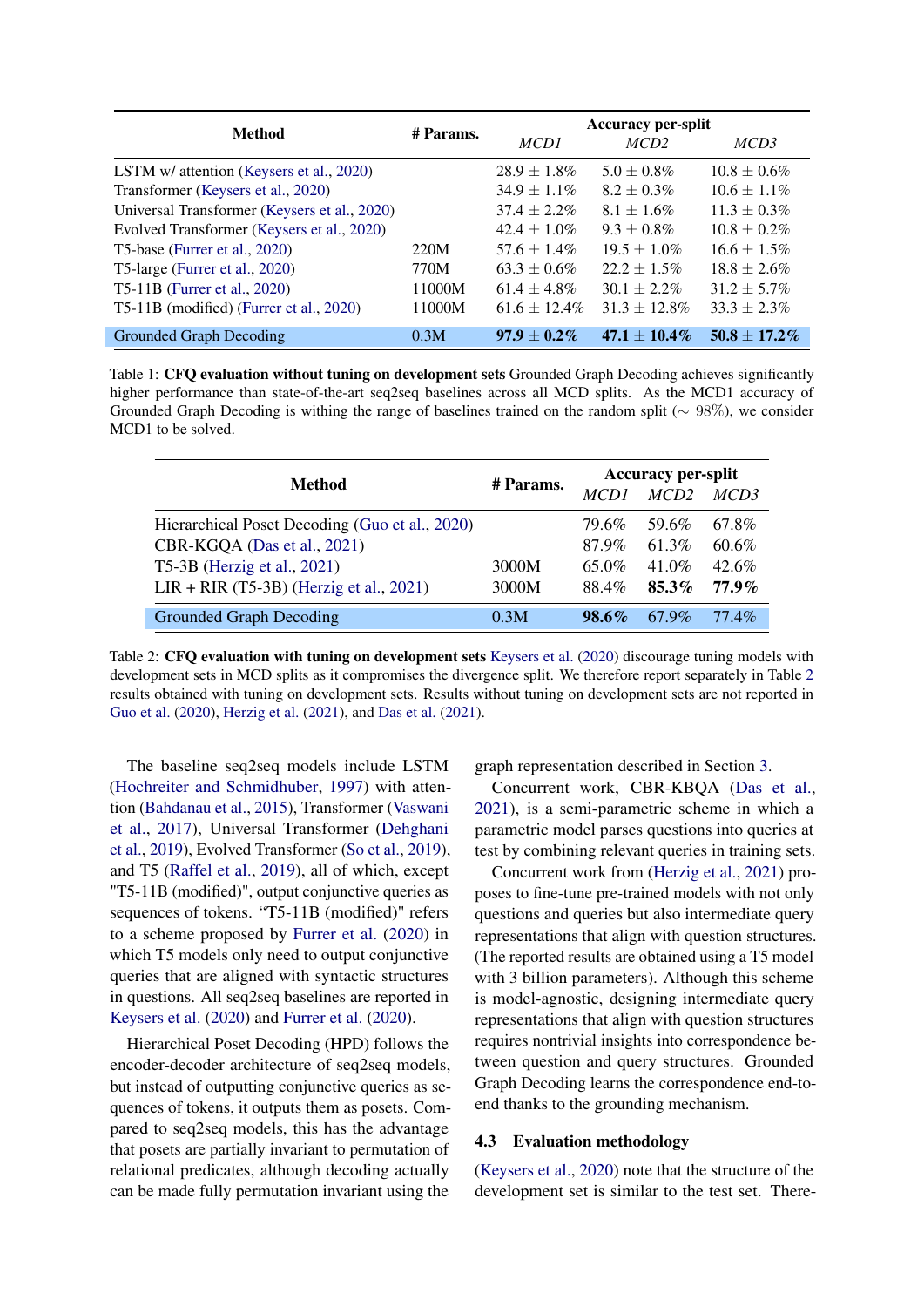| Method | # Params. | Accuracy per-split | | |
|---|---|---|---|---|
| | | *MCD1* | *MCD2* | *MCD3* |
| LSTM w/ attention (Keysers et al., 2020) | | $28.9 \pm 1.8\%$ | $5.0 \pm 0.8\%$ | $10.8 \pm 0.6\%$ |
| Transformer (Keysers et al., 2020) | | $34.9 \pm 1.1\%$ | $8.2 \pm 0.3\%$ | $10.6 \pm 1.1\%$ |
| Universal Transformer (Keysers et al., 2020) | | $37.4 \pm 2.2\%$ | $8.1 \pm 1.6\%$ | $11.3 \pm 0.3\%$ |
| Evolved Transformer (Keysers et al., 2020) | | $42.4 \pm 1.0\%$ | $9.3 \pm 0.8\%$ | $10.8 \pm 0.2\%$ |
| T5-base (Furrer et al., 2020) | 220M | $57.6 \pm 1.4\%$ | $19.5 \pm 1.0\%$ | $16.6 \pm 1.5\%$ |
| T5-large (Furrer et al., 2020) | 770M | $63.3 \pm 0.6\%$ | $22.2 \pm 1.5\%$ | $18.8 \pm 2.6\%$ |
| T5-11B (Furrer et al., 2020) | 11000M | $61.4 \pm 4.8\%$ | $30.1 \pm 2.2\%$ | $31.2 \pm 5.7\%$ |
| T5-11B (modified) (Furrer et al., 2020) | 11000M | $61.6 \pm 12.4\%$ | $31.3 \pm 12.8\%$ | $33.3 \pm 2.3\%$ |
| Grounded Graph Decoding | 0.3M | $\mathbf{97.9 \pm 0.2\%}$ | $\mathbf{47.1 \pm 10.4\%}$ | $\mathbf{50.8 \pm 17.2\%}$ |

Table 1: **CFQ evaluation without tuning on development sets** Grounded Graph Decoding achieves significantly higher performance than state-of-the-art seq2seq baselines across all MCD splits. As the MCD1 accuracy of Grounded Graph Decoding is withing the range of baselines trained on the random split ($\sim 98\%$), we consider MCD1 to be solved.

| Method | # Params. | Accuracy per-split | | |
|---|---|---|---|---|
| | | *MCD1* | *MCD2* | *MCD3* |
| Hierarchical Poset Decoding (Guo et al., 2020) | | 79.6% | 59.6% | 67.8% |
| CBR-KGQA (Das et al., 2021) | | 87.9% | 61.3% | 60.6% |
| T5-3B (Herzig et al., 2021) | 3000M | 65.0% | 41.0% | 42.6% |
| LIR + RIR (T5-3B) (Herzig et al., 2021) | 3000M | 88.4% | **85.3%** | **77.9%** |
| Grounded Graph Decoding | 0.3M | **98.6%** | 67.9% | 77.4% |

Table 2: **CFQ evaluation with tuning on development sets** Keysers et al. (2020) discourage tuning models with development sets in MCD splits as it compromises the divergence split. We therefore report separately in Table 2 results obtained with tuning on development sets. Results without tuning on development sets are not reported in Guo et al. (2020), Herzig et al. (2021), and Das et al. (2021).

The baseline seq2seq models include LSTM (Hochreiter and Schmidhuber, 1997) with attention (Bahdanau et al., 2015), Transformer (Vaswani et al., 2017), Universal Transformer (Dehghani et al., 2019), Evolved Transformer (So et al., 2019), and T5 (Raffel et al., 2019), all of which, except "T5-11B (modified)", output conjunctive queries as sequences of tokens. "T5-11B (modified)" refers to a scheme proposed by Furrer et al. (2020) in which T5 models only need to output conjunctive queries that are aligned with syntactic structures in questions. All seq2seq baselines are reported in Keysers et al. (2020) and Furrer et al. (2020).

Hierarchical Poset Decoding (HPD) follows the encoder-decoder architecture of seq2seq models, but instead of outputting conjunctive queries as sequences of tokens, it outputs them as posets. Compared to seq2seq models, this has the advantage that posets are partially invariant to permutation of relational predicates, although decoding actually can be made fully permutation invariant using the graph representation described in Section 3.

Concurrent work, CBR-KBQA (Das et al., 2021), is a semi-parametric scheme in which a parametric model parses questions into queries at test by combining relevant queries in training sets.

Concurrent work from (Herzig et al., 2021) proposes to fine-tune pre-trained models with not only questions and queries but also intermediate query representations that align with question structures. (The reported results are obtained using a T5 model with 3 billion parameters). Although this scheme is model-agnostic, designing intermediate query representations that align with question structures requires nontrivial insights into correspondence between question and query structures. Grounded Graph Decoding learns the correspondence end-to-end thanks to the grounding mechanism.

### 4.3 Evaluation methodology

(Keysers et al., 2020) note that the structure of the development set is similar to the test set. There-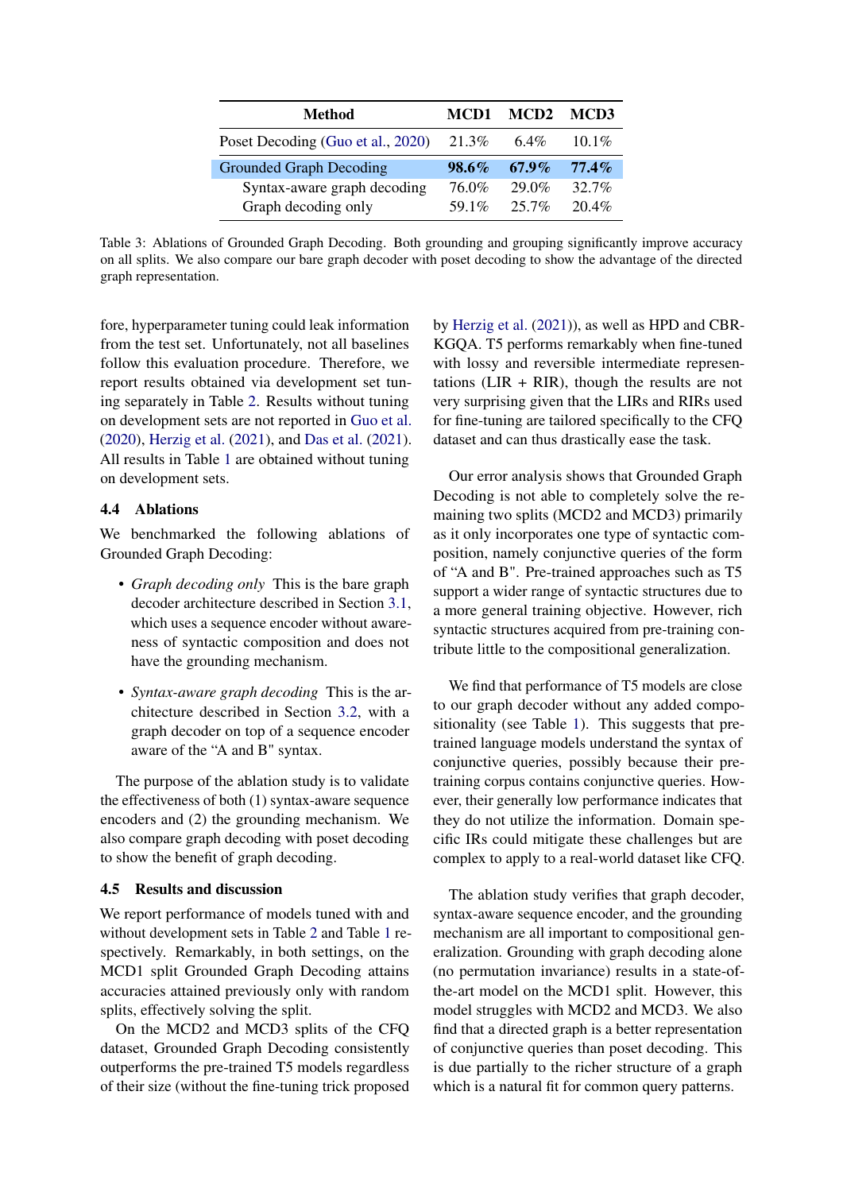| Method | MCD1 | MCD2 | MCD3 |
|---|---|---|---|
| Poset Decoding (Guo et al., 2020) | 21.3% | 6.4% | 10.1% |
| Grounded Graph Decoding | **98.6%** | **67.9%** | **77.4%** |
| Syntax-aware graph decoding | 76.0% | 29.0% | 32.7% |
| Graph decoding only | 59.1% | 25.7% | 20.4% |

Table 3: Ablations of Grounded Graph Decoding. Both grounding and grouping significantly improve accuracy on all splits. We also compare our bare graph decoder with poset decoding to show the advantage of the directed graph representation.

fore, hyperparameter tuning could leak information from the test set. Unfortunately, not all baselines follow this evaluation procedure. Therefore, we report results obtained via development set tuning separately in Table 2. Results without tuning on development sets are not reported in Guo et al. (2020), Herzig et al. (2021), and Das et al. (2021). All results in Table 1 are obtained without tuning on development sets.

### 4.4 Ablations

We benchmarked the following ablations of Grounded Graph Decoding:

- *Graph decoding only* This is the bare graph decoder architecture described in Section 3.1, which uses a sequence encoder without awareness of syntactic composition and does not have the grounding mechanism.
- *Syntax-aware graph decoding* This is the architecture described in Section 3.2, with a graph decoder on top of a sequence encoder aware of the "A and B" syntax.

The purpose of the ablation study is to validate the effectiveness of both (1) syntax-aware sequence encoders and (2) the grounding mechanism. We also compare graph decoding with poset decoding to show the benefit of graph decoding.

### 4.5 Results and discussion

We report performance of models tuned with and without development sets in Table 2 and Table 1 respectively. Remarkably, in both settings, on the MCD1 split Grounded Graph Decoding attains accuracies attained previously only with random splits, effectively solving the split.

On the MCD2 and MCD3 splits of the CFQ dataset, Grounded Graph Decoding consistently outperforms the pre-trained T5 models regardless of their size (without the fine-tuning trick proposed by Herzig et al. (2021)), as well as HPD and CBR-KGQA. T5 performs remarkably when fine-tuned with lossy and reversible intermediate representations (LIR + RIR), though the results are not very surprising given that the LIRs and RIRs used for fine-tuning are tailored specifically to the CFQ dataset and can thus drastically ease the task.

Our error analysis shows that Grounded Graph Decoding is not able to completely solve the remaining two splits (MCD2 and MCD3) primarily as it only incorporates one type of syntactic composition, namely conjunctive queries of the form of "A and B". Pre-trained approaches such as T5 support a wider range of syntactic structures due to a more general training objective. However, rich syntactic structures acquired from pre-training contribute little to the compositional generalization.

We find that performance of T5 models are close to our graph decoder without any added compositionality (see Table 1). This suggests that pre-trained language models understand the syntax of conjunctive queries, possibly because their pre-training corpus contains conjunctive queries. However, their generally low performance indicates that they do not utilize the information. Domain specific IRs could mitigate these challenges but are complex to apply to a real-world dataset like CFQ.

The ablation study verifies that graph decoder, syntax-aware sequence encoder, and the grounding mechanism are all important to compositional generalization. Grounding with graph decoding alone (no permutation invariance) results in a state-of-the-art model on the MCD1 split. However, this model struggles with MCD2 and MCD3. We also find that a directed graph is a better representation of conjunctive queries than poset decoding. This is due partially to the richer structure of a graph which is a natural fit for common query patterns.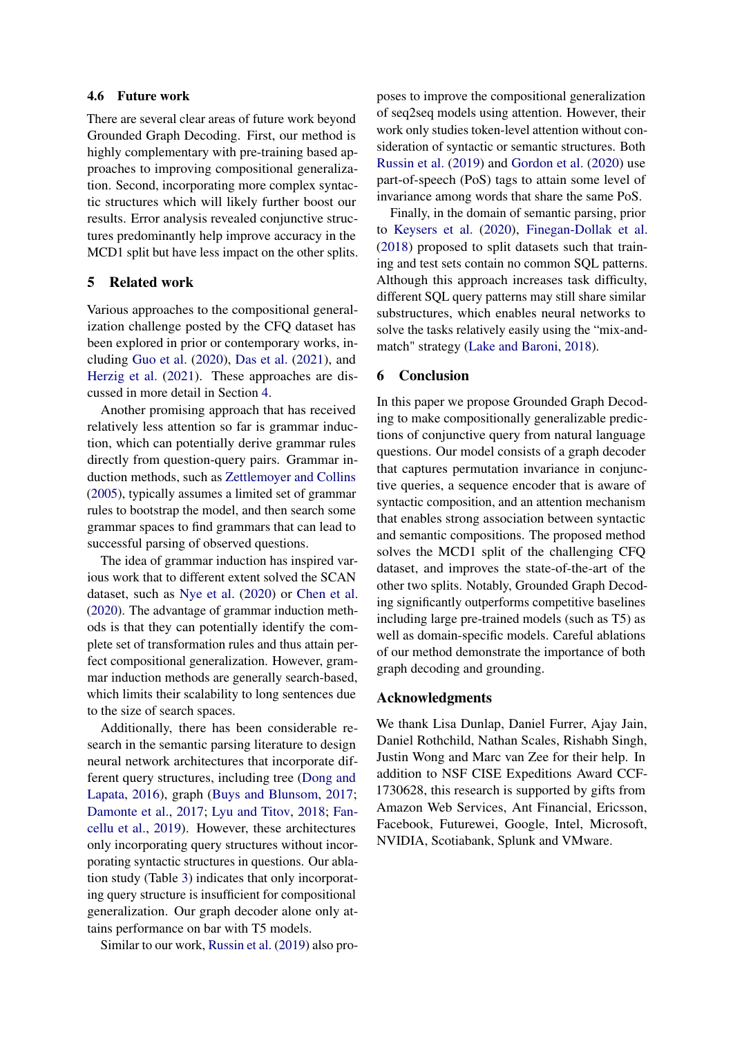### 4.6 Future work

There are several clear areas of future work beyond Grounded Graph Decoding. First, our method is highly complementary with pre-training based approaches to improving compositional generalization. Second, incorporating more complex syntactic structures which will likely further boost our results. Error analysis revealed conjunctive structures predominantly help improve accuracy in the MCD1 split but have less impact on the other splits.

## 5 Related work

Various approaches to the compositional generalization challenge posted by the CFQ dataset has been explored in prior or contemporary works, including Guo et al. (2020), Das et al. (2021), and Herzig et al. (2021). These approaches are discussed in more detail in Section 4.

Another promising approach that has received relatively less attention so far is grammar induction, which can potentially derive grammar rules directly from question-query pairs. Grammar induction methods, such as Zettlemoyer and Collins (2005), typically assumes a limited set of grammar rules to bootstrap the model, and then search some grammar spaces to find grammars that can lead to successful parsing of observed questions.

The idea of grammar induction has inspired various work that to different extent solved the SCAN dataset, such as Nye et al. (2020) or Chen et al. (2020). The advantage of grammar induction methods is that they can potentially identify the complete set of transformation rules and thus attain perfect compositional generalization. However, grammar induction methods are generally search-based, which limits their scalability to long sentences due to the size of search spaces.

Additionally, there has been considerable research in the semantic parsing literature to design neural network architectures that incorporate different query structures, including tree (Dong and Lapata, 2016), graph (Buys and Blunsom, 2017; Damonte et al., 2017; Lyu and Titov, 2018; Fancellu et al., 2019). However, these architectures only incorporating query structures without incorporating syntactic structures in questions. Our ablation study (Table 3) indicates that only incorporating query structure is insufficient for compositional generalization. Our graph decoder alone only attains performance on bar with T5 models.

Similar to our work, Russin et al. (2019) also proposes to improve the compositional generalization of seq2seq models using attention. However, their work only studies token-level attention without consideration of syntactic or semantic structures. Both Russin et al. (2019) and Gordon et al. (2020) use part-of-speech (PoS) tags to attain some level of invariance among words that share the same PoS.

Finally, in the domain of semantic parsing, prior to Keysers et al. (2020), Finegan-Dollak et al. (2018) proposed to split datasets such that training and test sets contain no common SQL patterns. Although this approach increases task difficulty, different SQL query patterns may still share similar substructures, which enables neural networks to solve the tasks relatively easily using the "mix-and-match" strategy (Lake and Baroni, 2018).

## 6 Conclusion

In this paper we propose Grounded Graph Decoding to make compositionally generalizable predictions of conjunctive query from natural language questions. Our model consists of a graph decoder that captures permutation invariance in conjunctive queries, a sequence encoder that is aware of syntactic composition, and an attention mechanism that enables strong association between syntactic and semantic compositions. The proposed method solves the MCD1 split of the challenging CFQ dataset, and improves the state-of-the-art of the other two splits. Notably, Grounded Graph Decoding significantly outperforms competitive baselines including large pre-trained models (such as T5) as well as domain-specific models. Careful ablations of our method demonstrate the importance of both graph decoding and grounding.

## Acknowledgments

We thank Lisa Dunlap, Daniel Furrer, Ajay Jain, Daniel Rothchild, Nathan Scales, Rishabh Singh, Justin Wong and Marc van Zee for their help. In addition to NSF CISE Expeditions Award CCF-1730628, this research is supported by gifts from Amazon Web Services, Ant Financial, Ericsson, Facebook, Futurewei, Google, Intel, Microsoft, NVIDIA, Scotiabank, Splunk and VMware.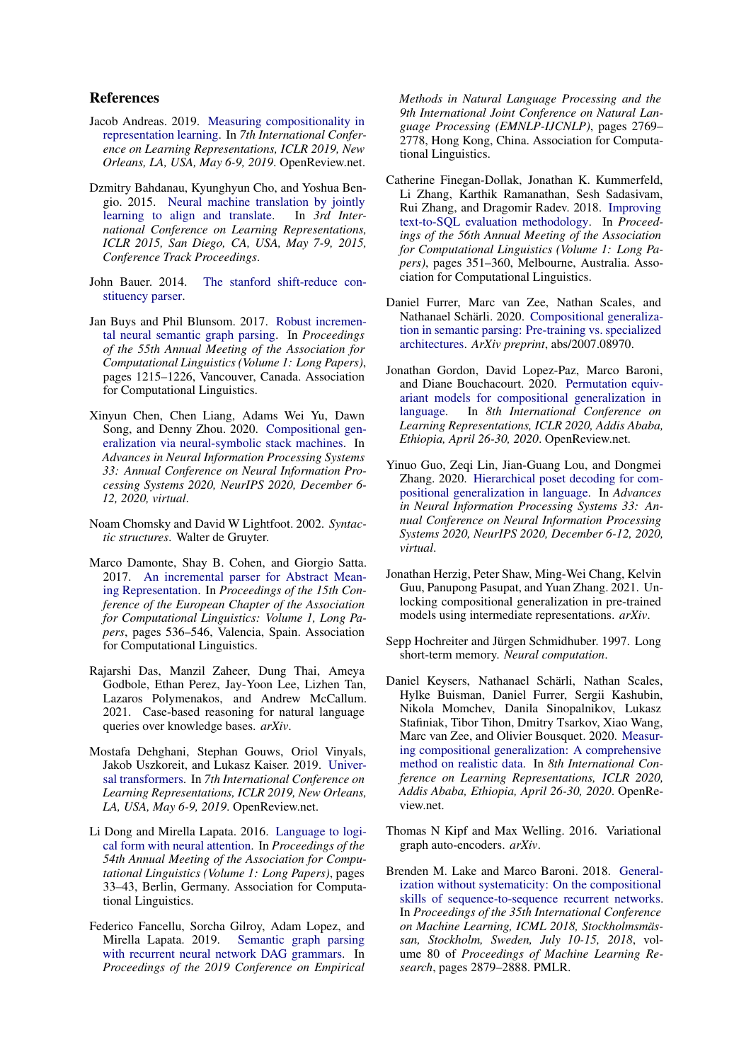## References

Jacob Andreas. 2019. Measuring compositionality in representation learning. In *7th International Conference on Learning Representations, ICLR 2019, New Orleans, LA, USA, May 6-9, 2019*. OpenReview.net.

Dzmitry Bahdanau, Kyunghyun Cho, and Yoshua Bengio. 2015. Neural machine translation by jointly learning to align and translate. In *3rd International Conference on Learning Representations, ICLR 2015, San Diego, CA, USA, May 7-9, 2015, Conference Track Proceedings*.

John Bauer. 2014. The stanford shift-reduce constituency parser.

Jan Buys and Phil Blunsom. 2017. Robust incremental neural semantic graph parsing. In *Proceedings of the 55th Annual Meeting of the Association for Computational Linguistics (Volume 1: Long Papers)*, pages 1215–1226, Vancouver, Canada. Association for Computational Linguistics.

Xinyun Chen, Chen Liang, Adams Wei Yu, Dawn Song, and Denny Zhou. 2020. Compositional generalization via neural-symbolic stack machines. In *Advances in Neural Information Processing Systems 33: Annual Conference on Neural Information Processing Systems 2020, NeurIPS 2020, December 6-12, 2020, virtual*.

Noam Chomsky and David W Lightfoot. 2002. *Syntactic structures*. Walter de Gruyter.

Marco Damonte, Shay B. Cohen, and Giorgio Satta. 2017. An incremental parser for Abstract Meaning Representation. In *Proceedings of the 15th Conference of the European Chapter of the Association for Computational Linguistics: Volume 1, Long Papers*, pages 536–546, Valencia, Spain. Association for Computational Linguistics.

Rajarshi Das, Manzil Zaheer, Dung Thai, Ameya Godbole, Ethan Perez, Jay-Yoon Lee, Lizhen Tan, Lazaros Polymenakos, and Andrew McCallum. 2021. Case-based reasoning for natural language queries over knowledge bases. *arXiv*.

Mostafa Dehghani, Stephan Gouws, Oriol Vinyals, Jakob Uszkoreit, and Lukasz Kaiser. 2019. Universal transformers. In *7th International Conference on Learning Representations, ICLR 2019, New Orleans, LA, USA, May 6-9, 2019*. OpenReview.net.

Li Dong and Mirella Lapata. 2016. Language to logical form with neural attention. In *Proceedings of the 54th Annual Meeting of the Association for Computational Linguistics (Volume 1: Long Papers)*, pages 33–43, Berlin, Germany. Association for Computational Linguistics.

Federico Fancellu, Sorcha Gilroy, Adam Lopez, and Mirella Lapata. 2019. Semantic graph parsing with recurrent neural network DAG grammars. In *Proceedings of the 2019 Conference on Empirical Methods in Natural Language Processing and the 9th International Joint Conference on Natural Language Processing (EMNLP-IJCNLP)*, pages 2769–2778, Hong Kong, China. Association for Computational Linguistics.

Catherine Finegan-Dollak, Jonathan K. Kummerfeld, Li Zhang, Karthik Ramanathan, Sesh Sadasivam, Rui Zhang, and Dragomir Radev. 2018. Improving text-to-SQL evaluation methodology. In *Proceedings of the 56th Annual Meeting of the Association for Computational Linguistics (Volume 1: Long Papers)*, pages 351–360, Melbourne, Australia. Association for Computational Linguistics.

Daniel Furrer, Marc van Zee, Nathan Scales, and Nathanael Schärli. 2020. Compositional generalization in semantic parsing: Pre-training vs. specialized architectures. *ArXiv preprint*, abs/2007.08970.

Jonathan Gordon, David Lopez-Paz, Marco Baroni, and Diane Bouchacourt. 2020. Permutation equivariant models for compositional generalization in language. In *8th International Conference on Learning Representations, ICLR 2020, Addis Ababa, Ethiopia, April 26-30, 2020*. OpenReview.net.

Yinuo Guo, Zeqi Lin, Jian-Guang Lou, and Dongmei Zhang. 2020. Hierarchical poset decoding for compositional generalization in language. In *Advances in Neural Information Processing Systems 33: Annual Conference on Neural Information Processing Systems 2020, NeurIPS 2020, December 6-12, 2020, virtual*.

Jonathan Herzig, Peter Shaw, Ming-Wei Chang, Kelvin Guu, Panupong Pasupat, and Yuan Zhang. 2021. Unlocking compositional generalization in pre-trained models using intermediate representations. *arXiv*.

Sepp Hochreiter and Jürgen Schmidhuber. 1997. Long short-term memory. *Neural computation*.

Daniel Keysers, Nathanael Schärli, Nathan Scales, Hylke Buisman, Daniel Furrer, Sergii Kashubin, Nikola Momchev, Danila Sinopalnikov, Lukasz Stafiniak, Tibor Tihon, Dmitry Tsarkov, Xiao Wang, Marc van Zee, and Olivier Bousquet. 2020. Measuring compositional generalization: A comprehensive method on realistic data. In *8th International Conference on Learning Representations, ICLR 2020, Addis Ababa, Ethiopia, April 26-30, 2020*. OpenReview.net.

Thomas N Kipf and Max Welling. 2016. Variational graph auto-encoders. *arXiv*.

Brenden M. Lake and Marco Baroni. 2018. Generalization without systematicity: On the compositional skills of sequence-to-sequence recurrent networks. In *Proceedings of the 35th International Conference on Machine Learning, ICML 2018, Stockholmsmässan, Stockholm, Sweden, July 10-15, 2018*, volume 80 of *Proceedings of Machine Learning Research*, pages 2879–2888. PMLR.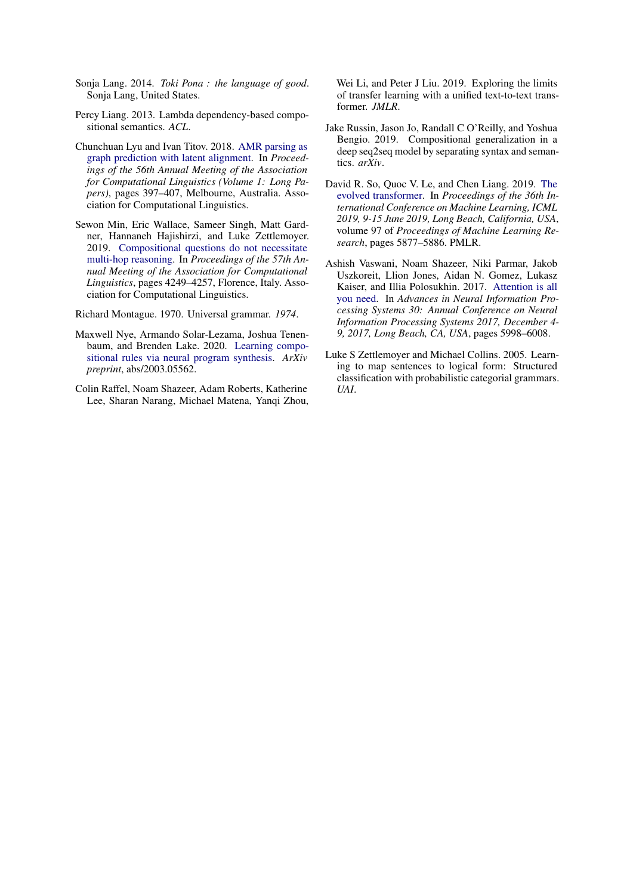Sonja Lang. 2014. *Toki Pona : the language of good*. Sonja Lang, United States.

Percy Liang. 2013. Lambda dependency-based compositional semantics. *ACL*.

Chunchuan Lyu and Ivan Titov. 2018. AMR parsing as graph prediction with latent alignment. In *Proceedings of the 56th Annual Meeting of the Association for Computational Linguistics (Volume 1: Long Papers)*, pages 397–407, Melbourne, Australia. Association for Computational Linguistics.

Sewon Min, Eric Wallace, Sameer Singh, Matt Gardner, Hannaneh Hajishirzi, and Luke Zettlemoyer. 2019. Compositional questions do not necessitate multi-hop reasoning. In *Proceedings of the 57th Annual Meeting of the Association for Computational Linguistics*, pages 4249–4257, Florence, Italy. Association for Computational Linguistics.

Richard Montague. 1970. Universal grammar. *1974*.

Maxwell Nye, Armando Solar-Lezama, Joshua Tenenbaum, and Brenden Lake. 2020. Learning compositional rules via neural program synthesis. *ArXiv preprint*, abs/2003.05562.

Colin Raffel, Noam Shazeer, Adam Roberts, Katherine Lee, Sharan Narang, Michael Matena, Yanqi Zhou, Wei Li, and Peter J Liu. 2019. Exploring the limits of transfer learning with a unified text-to-text transformer. *JMLR*.

Jake Russin, Jason Jo, Randall C O'Reilly, and Yoshua Bengio. 2019. Compositional generalization in a deep seq2seq model by separating syntax and semantics. *arXiv*.

David R. So, Quoc V. Le, and Chen Liang. 2019. The evolved transformer. In *Proceedings of the 36th International Conference on Machine Learning, ICML 2019, 9-15 June 2019, Long Beach, California, USA*, volume 97 of *Proceedings of Machine Learning Research*, pages 5877–5886. PMLR.

Ashish Vaswani, Noam Shazeer, Niki Parmar, Jakob Uszkoreit, Llion Jones, Aidan N. Gomez, Lukasz Kaiser, and Illia Polosukhin. 2017. Attention is all you need. In *Advances in Neural Information Processing Systems 30: Annual Conference on Neural Information Processing Systems 2017, December 4-9, 2017, Long Beach, CA, USA*, pages 5998–6008.

Luke S Zettlemoyer and Michael Collins. 2005. Learning to map sentences to logical form: Structured classification with probabilistic categorial grammars. *UAI*.